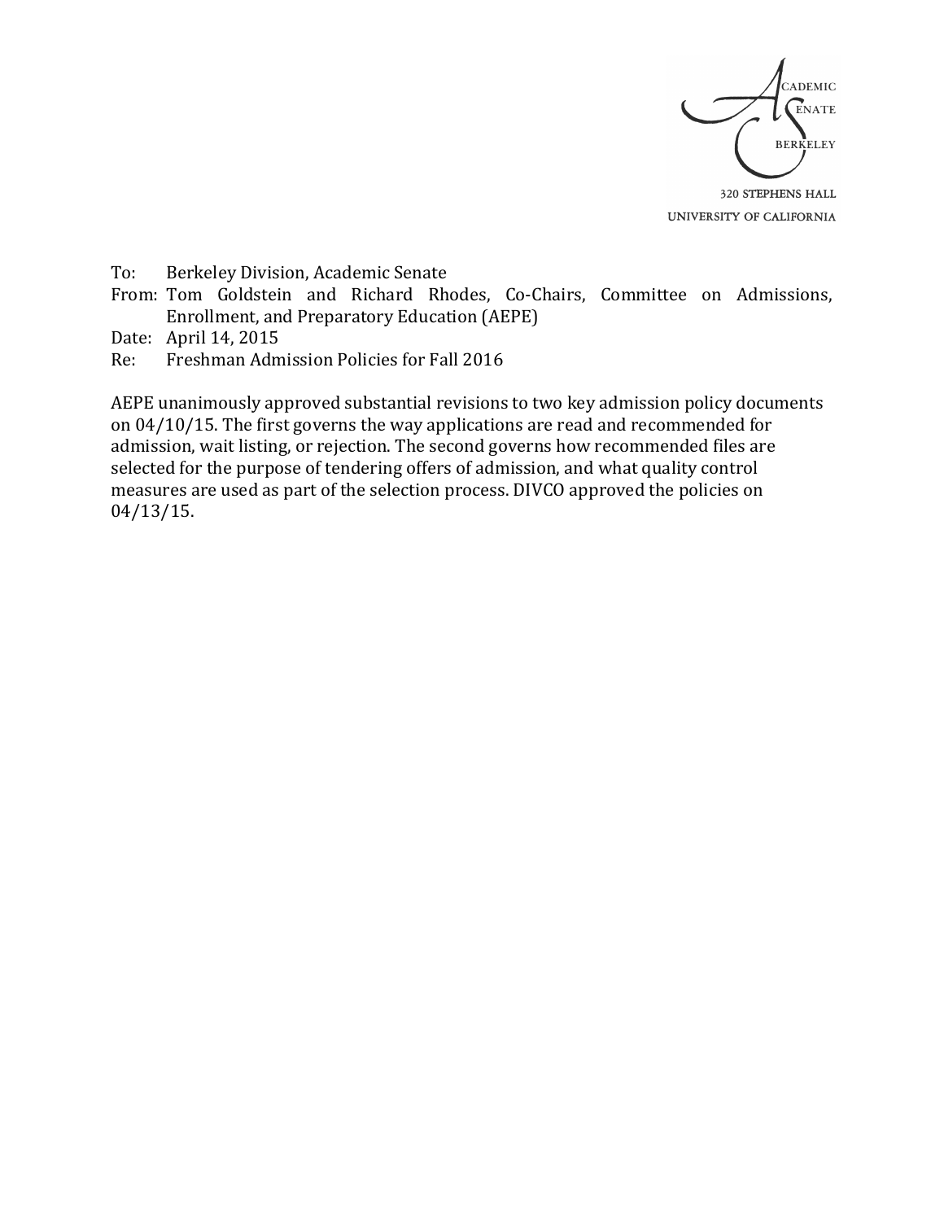ACADEMIC
SENATE
BERKELEY

320 STEPHENS HALL
UNIVERSITY OF CALIFORNIA

To: Berkeley Division, Academic Senate
From: Tom Goldstein and Richard Rhodes, Co-Chairs, Committee on Admissions, Enrollment, and Preparatory Education (AEPE)
Date: April 14, 2015
Re: Freshman Admission Policies for Fall 2016

AEPE unanimously approved substantial revisions to two key admission policy documents on 04/10/15. The first governs the way applications are read and recommended for admission, wait listing, or rejection. The second governs how recommended files are selected for the purpose of tendering offers of admission, and what quality control measures are used as part of the selection process. DIVCO approved the policies on 04/13/15.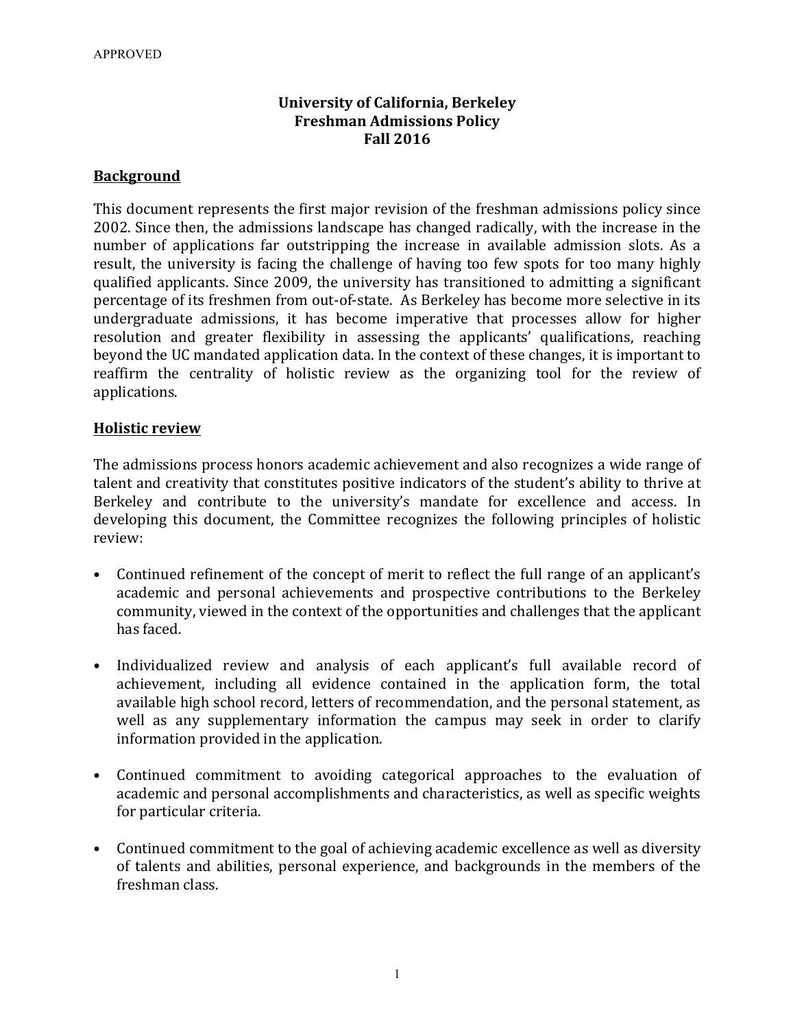APPROVED

**University of California, Berkeley**
**Freshman Admissions Policy**
**Fall 2016**

## Background

This document represents the first major revision of the freshman admissions policy since 2002. Since then, the admissions landscape has changed radically, with the increase in the number of applications far outstripping the increase in available admission slots. As a result, the university is facing the challenge of having too few spots for too many highly qualified applicants. Since 2009, the university has transitioned to admitting a significant percentage of its freshmen from out-of-state. As Berkeley has become more selective in its undergraduate admissions, it has become imperative that processes allow for higher resolution and greater flexibility in assessing the applicants' qualifications, reaching beyond the UC mandated application data. In the context of these changes, it is important to reaffirm the centrality of holistic review as the organizing tool for the review of applications.

## Holistic review

The admissions process honors academic achievement and also recognizes a wide range of talent and creativity that constitutes positive indicators of the student's ability to thrive at Berkeley and contribute to the university's mandate for excellence and access. In developing this document, the Committee recognizes the following principles of holistic review:

- Continued refinement of the concept of merit to reflect the full range of an applicant's academic and personal achievements and prospective contributions to the Berkeley community, viewed in the context of the opportunities and challenges that the applicant has faced.

- Individualized review and analysis of each applicant's full available record of achievement, including all evidence contained in the application form, the total available high school record, letters of recommendation, and the personal statement, as well as any supplementary information the campus may seek in order to clarify information provided in the application.

- Continued commitment to avoiding categorical approaches to the evaluation of academic and personal accomplishments and characteristics, as well as specific weights for particular criteria.

- Continued commitment to the goal of achieving academic excellence as well as diversity of talents and abilities, personal experience, and backgrounds in the members of the freshman class.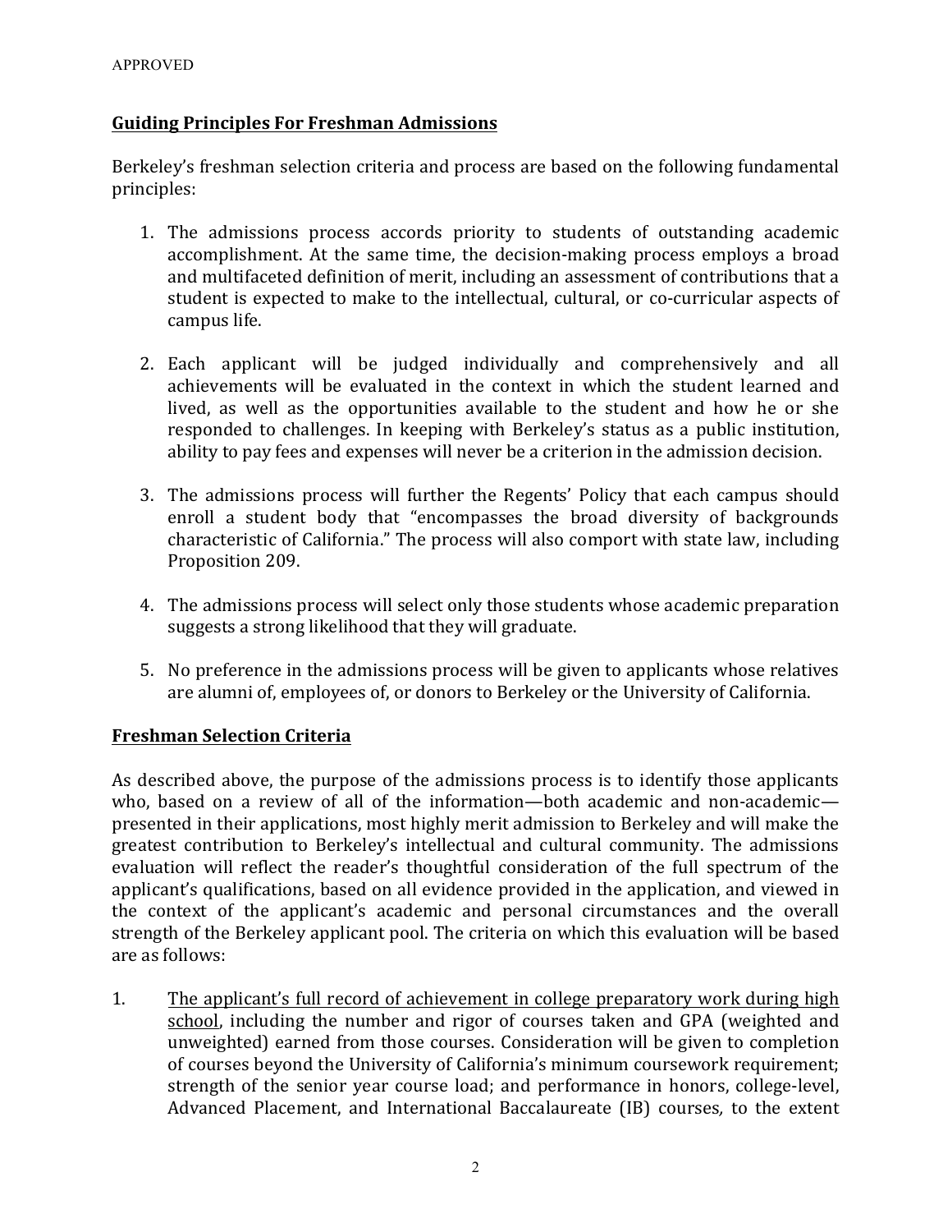APPROVED

**Guiding Principles For Freshman Admissions**

Berkeley's freshman selection criteria and process are based on the following fundamental principles:

1. The admissions process accords priority to students of outstanding academic accomplishment. At the same time, the decision-making process employs a broad and multifaceted definition of merit, including an assessment of contributions that a student is expected to make to the intellectual, cultural, or co-curricular aspects of campus life.

2. Each applicant will be judged individually and comprehensively and all achievements will be evaluated in the context in which the student learned and lived, as well as the opportunities available to the student and how he or she responded to challenges. In keeping with Berkeley's status as a public institution, ability to pay fees and expenses will never be a criterion in the admission decision.

3. The admissions process will further the Regents' Policy that each campus should enroll a student body that "encompasses the broad diversity of backgrounds characteristic of California." The process will also comport with state law, including Proposition 209.

4. The admissions process will select only those students whose academic preparation suggests a strong likelihood that they will graduate.

5. No preference in the admissions process will be given to applicants whose relatives are alumni of, employees of, or donors to Berkeley or the University of California.

**Freshman Selection Criteria**

As described above, the purpose of the admissions process is to identify those applicants who, based on a review of all of the information—both academic and non-academic—presented in their applications, most highly merit admission to Berkeley and will make the greatest contribution to Berkeley's intellectual and cultural community. The admissions evaluation will reflect the reader's thoughtful consideration of the full spectrum of the applicant's qualifications, based on all evidence provided in the application, and viewed in the context of the applicant's academic and personal circumstances and the overall strength of the Berkeley applicant pool. The criteria on which this evaluation will be based are as follows:

1. The applicant's full record of achievement in college preparatory work during high school, including the number and rigor of courses taken and GPA (weighted and unweighted) earned from those courses. Consideration will be given to completion of courses beyond the University of California's minimum coursework requirement; strength of the senior year course load; and performance in honors, college-level, Advanced Placement, and International Baccalaureate (IB) courses, to the extent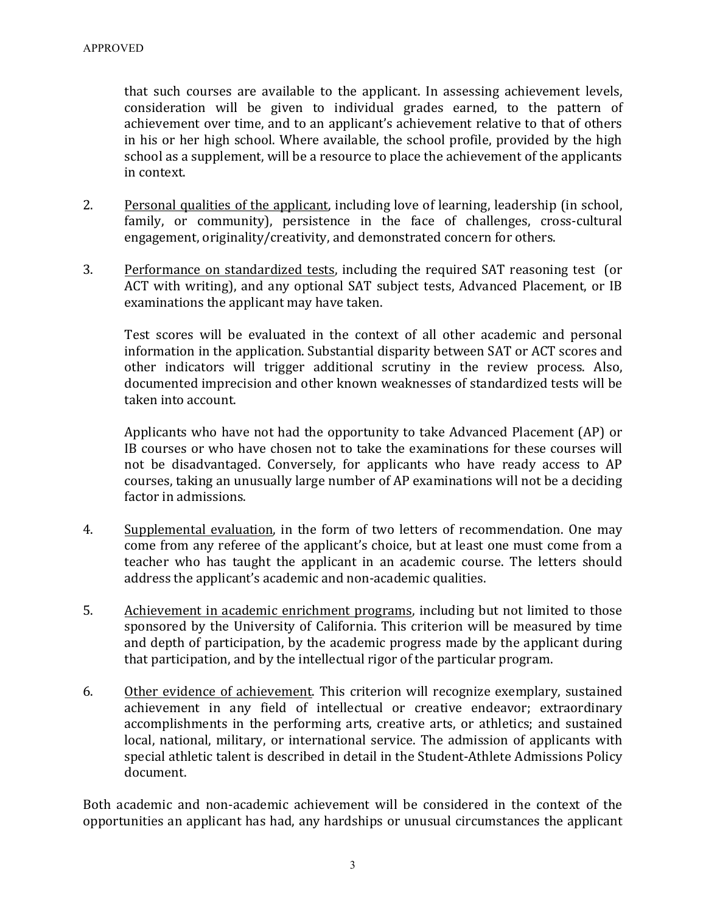that such courses are available to the applicant. In assessing achievement levels, consideration will be given to individual grades earned, to the pattern of achievement over time, and to an applicant's achievement relative to that of others in his or her high school. Where available, the school profile, provided by the high school as a supplement, will be a resource to place the achievement of the applicants in context.

2. <u>Personal qualities of the applicant</u>, including love of learning, leadership (in school, family, or community), persistence in the face of challenges, cross-cultural engagement, originality/creativity, and demonstrated concern for others.

3. <u>Performance on standardized tests</u>, including the required SAT reasoning test (or ACT with writing), and any optional SAT subject tests, Advanced Placement, or IB examinations the applicant may have taken.

   Test scores will be evaluated in the context of all other academic and personal information in the application. Substantial disparity between SAT or ACT scores and other indicators will trigger additional scrutiny in the review process. Also, documented imprecision and other known weaknesses of standardized tests will be taken into account.

   Applicants who have not had the opportunity to take Advanced Placement (AP) or IB courses or who have chosen not to take the examinations for these courses will not be disadvantaged. Conversely, for applicants who have ready access to AP courses, taking an unusually large number of AP examinations will not be a deciding factor in admissions.

4. <u>Supplemental evaluation</u>, in the form of two letters of recommendation. One may come from any referee of the applicant's choice, but at least one must come from a teacher who has taught the applicant in an academic course. The letters should address the applicant's academic and non-academic qualities.

5. <u>Achievement in academic enrichment programs</u>, including but not limited to those sponsored by the University of California. This criterion will be measured by time and depth of participation, by the academic progress made by the applicant during that participation, and by the intellectual rigor of the particular program.

6. <u>Other evidence of achievement</u>. This criterion will recognize exemplary, sustained achievement in any field of intellectual or creative endeavor; extraordinary accomplishments in the performing arts, creative arts, or athletics; and sustained local, national, military, or international service. The admission of applicants with special athletic talent is described in detail in the Student-Athlete Admissions Policy document.

Both academic and non-academic achievement will be considered in the context of the opportunities an applicant has had, any hardships or unusual circumstances the applicant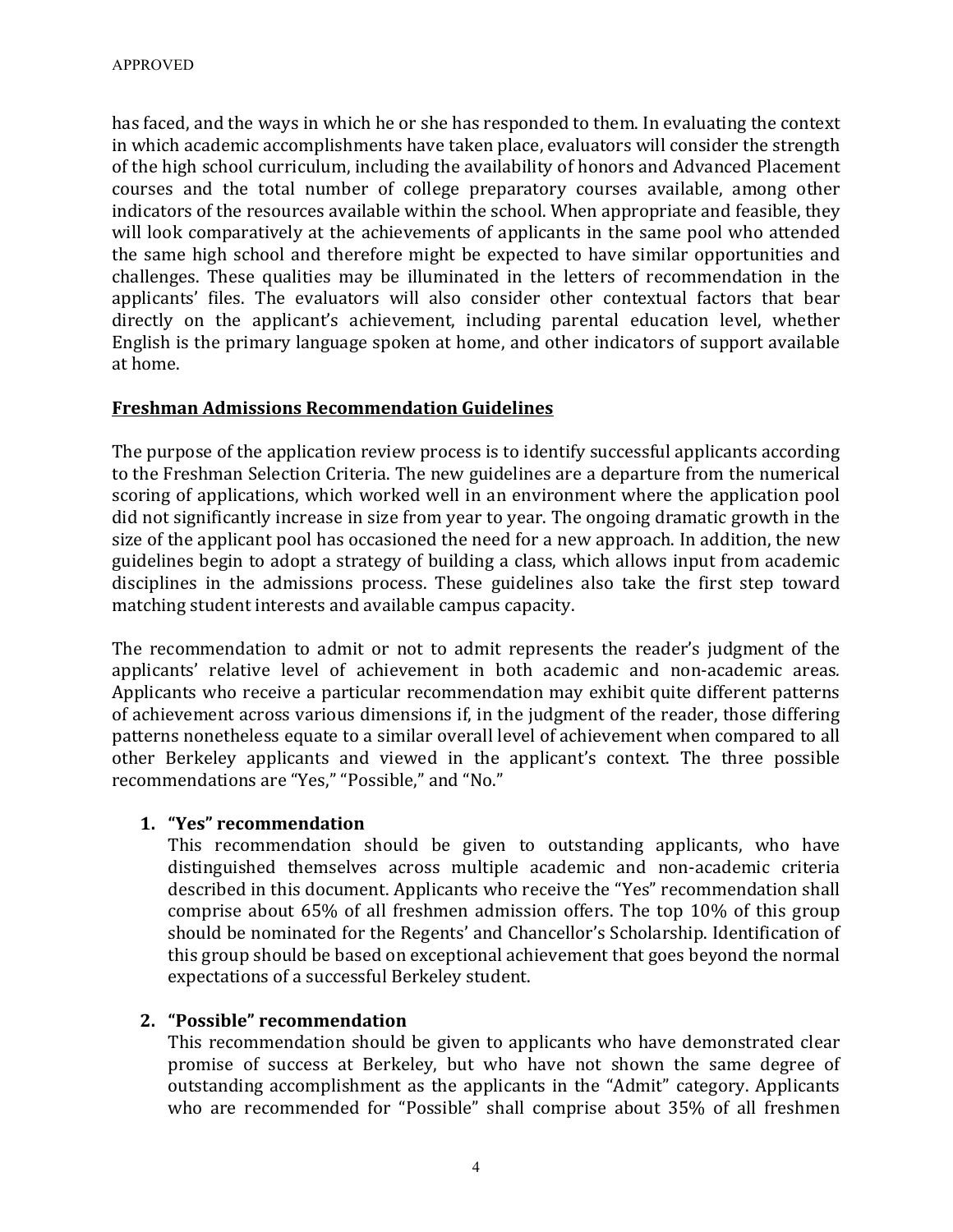has faced, and the ways in which he or she has responded to them. In evaluating the context in which academic accomplishments have taken place, evaluators will consider the strength of the high school curriculum, including the availability of honors and Advanced Placement courses and the total number of college preparatory courses available, among other indicators of the resources available within the school. When appropriate and feasible, they will look comparatively at the achievements of applicants in the same pool who attended the same high school and therefore might be expected to have similar opportunities and challenges. These qualities may be illuminated in the letters of recommendation in the applicants' files. The evaluators will also consider other contextual factors that bear directly on the applicant's achievement, including parental education level, whether English is the primary language spoken at home, and other indicators of support available at home.

## Freshman Admissions Recommendation Guidelines

The purpose of the application review process is to identify successful applicants according to the Freshman Selection Criteria. The new guidelines are a departure from the numerical scoring of applications, which worked well in an environment where the application pool did not significantly increase in size from year to year. The ongoing dramatic growth in the size of the applicant pool has occasioned the need for a new approach. In addition, the new guidelines begin to adopt a strategy of building a class, which allows input from academic disciplines in the admissions process. These guidelines also take the first step toward matching student interests and available campus capacity.

The recommendation to admit or not to admit represents the reader's judgment of the applicants' relative level of achievement in both academic and non-academic areas. Applicants who receive a particular recommendation may exhibit quite different patterns of achievement across various dimensions if, in the judgment of the reader, those differing patterns nonetheless equate to a similar overall level of achievement when compared to all other Berkeley applicants and viewed in the applicant's context. The three possible recommendations are "Yes," "Possible," and "No."

1. **"Yes" recommendation**
   This recommendation should be given to outstanding applicants, who have distinguished themselves across multiple academic and non-academic criteria described in this document. Applicants who receive the "Yes" recommendation shall comprise about 65% of all freshmen admission offers. The top 10% of this group should be nominated for the Regents' and Chancellor's Scholarship. Identification of this group should be based on exceptional achievement that goes beyond the normal expectations of a successful Berkeley student.

2. **"Possible" recommendation**
   This recommendation should be given to applicants who have demonstrated clear promise of success at Berkeley, but who have not shown the same degree of outstanding accomplishment as the applicants in the "Admit" category. Applicants who are recommended for "Possible" shall comprise about 35% of all freshmen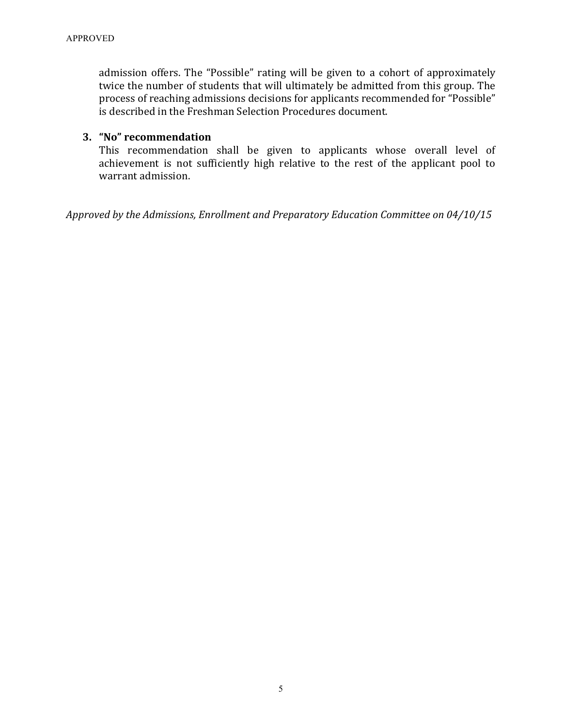admission offers. The “Possible” rating will be given to a cohort of approximately twice the number of students that will ultimately be admitted from this group. The process of reaching admissions decisions for applicants recommended for “Possible” is described in the Freshman Selection Procedures document.

3. **“No” recommendation**
   This recommendation shall be given to applicants whose overall level of achievement is not sufficiently high relative to the rest of the applicant pool to warrant admission.

*Approved by the Admissions, Enrollment and Preparatory Education Committee on 04/10/15*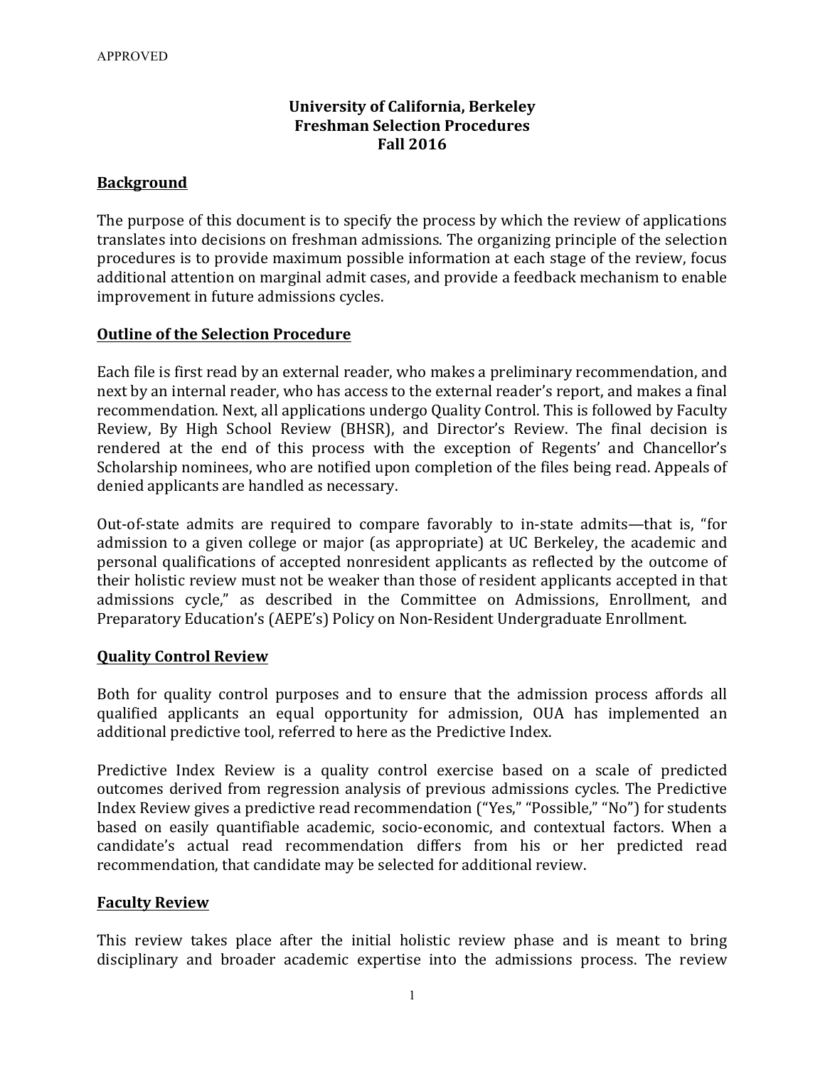APPROVED

**University of California, Berkeley**
**Freshman Selection Procedures**
**Fall 2016**

## Background

The purpose of this document is to specify the process by which the review of applications translates into decisions on freshman admissions. The organizing principle of the selection procedures is to provide maximum possible information at each stage of the review, focus additional attention on marginal admit cases, and provide a feedback mechanism to enable improvement in future admissions cycles.

## Outline of the Selection Procedure

Each file is first read by an external reader, who makes a preliminary recommendation, and next by an internal reader, who has access to the external reader's report, and makes a final recommendation. Next, all applications undergo Quality Control. This is followed by Faculty Review, By High School Review (BHSR), and Director's Review. The final decision is rendered at the end of this process with the exception of Regents' and Chancellor's Scholarship nominees, who are notified upon completion of the files being read. Appeals of denied applicants are handled as necessary.

Out-of-state admits are required to compare favorably to in-state admits—that is, "for admission to a given college or major (as appropriate) at UC Berkeley, the academic and personal qualifications of accepted nonresident applicants as reflected by the outcome of their holistic review must not be weaker than those of resident applicants accepted in that admissions cycle," as described in the Committee on Admissions, Enrollment, and Preparatory Education's (AEPE's) Policy on Non-Resident Undergraduate Enrollment.

## Quality Control Review

Both for quality control purposes and to ensure that the admission process affords all qualified applicants an equal opportunity for admission, OUA has implemented an additional predictive tool, referred to here as the Predictive Index.

Predictive Index Review is a quality control exercise based on a scale of predicted outcomes derived from regression analysis of previous admissions cycles. The Predictive Index Review gives a predictive read recommendation ("Yes," "Possible," "No") for students based on easily quantifiable academic, socio-economic, and contextual factors. When a candidate's actual read recommendation differs from his or her predicted read recommendation, that candidate may be selected for additional review.

## Faculty Review

This review takes place after the initial holistic review phase and is meant to bring disciplinary and broader academic expertise into the admissions process. The review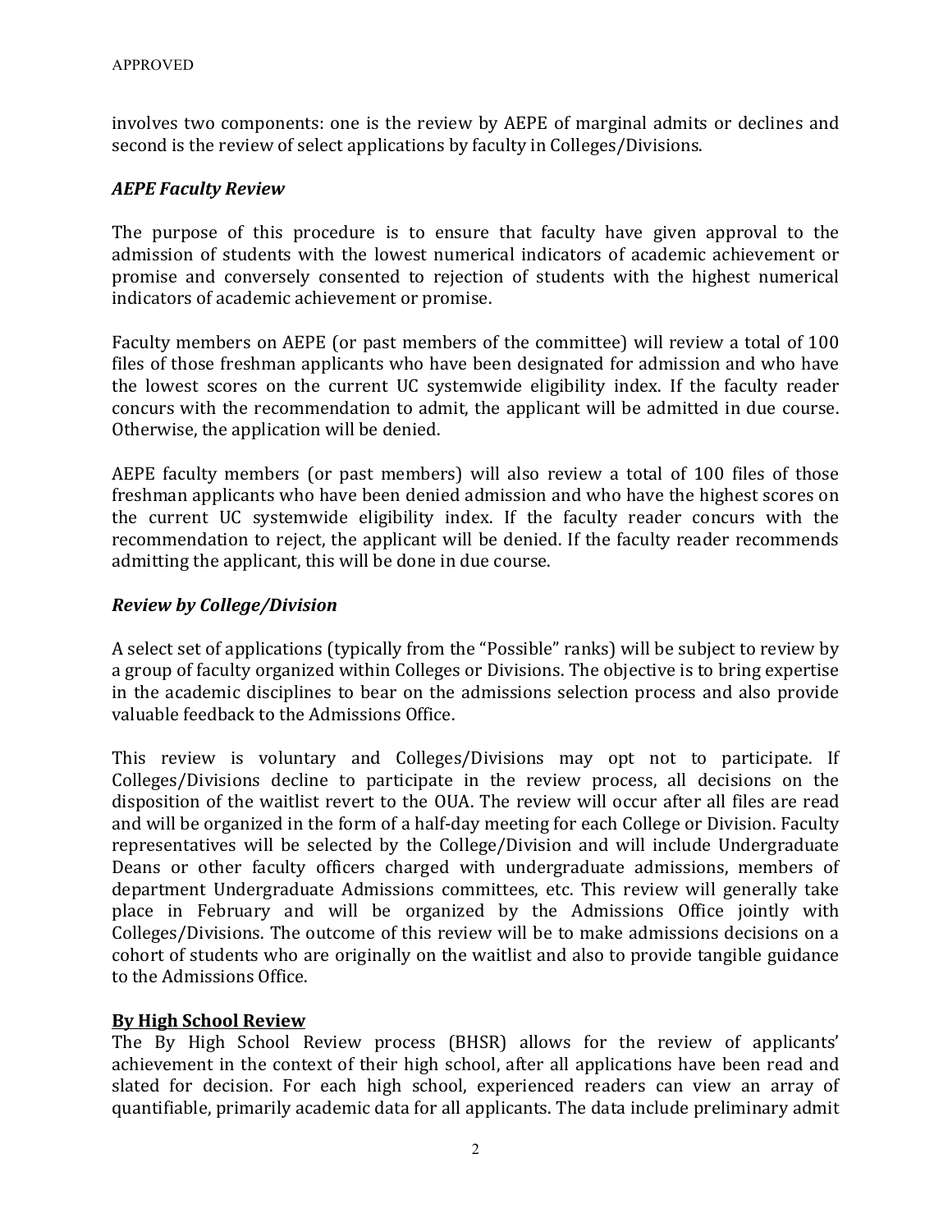involves two components: one is the review by AEPE of marginal admits or declines and second is the review of select applications by faculty in Colleges/Divisions.

### *AEPE Faculty Review*

The purpose of this procedure is to ensure that faculty have given approval to the admission of students with the lowest numerical indicators of academic achievement or promise and conversely consented to rejection of students with the highest numerical indicators of academic achievement or promise.

Faculty members on AEPE (or past members of the committee) will review a total of 100 files of those freshman applicants who have been designated for admission and who have the lowest scores on the current UC systemwide eligibility index. If the faculty reader concurs with the recommendation to admit, the applicant will be admitted in due course. Otherwise, the application will be denied.

AEPE faculty members (or past members) will also review a total of 100 files of those freshman applicants who have been denied admission and who have the highest scores on the current UC systemwide eligibility index. If the faculty reader concurs with the recommendation to reject, the applicant will be denied. If the faculty reader recommends admitting the applicant, this will be done in due course.

### *Review by College/Division*

A select set of applications (typically from the "Possible" ranks) will be subject to review by a group of faculty organized within Colleges or Divisions. The objective is to bring expertise in the academic disciplines to bear on the admissions selection process and also provide valuable feedback to the Admissions Office.

This review is voluntary and Colleges/Divisions may opt not to participate. If Colleges/Divisions decline to participate in the review process, all decisions on the disposition of the waitlist revert to the OUA. The review will occur after all files are read and will be organized in the form of a half-day meeting for each College or Division. Faculty representatives will be selected by the College/Division and will include Undergraduate Deans or other faculty officers charged with undergraduate admissions, members of department Undergraduate Admissions committees, etc. This review will generally take place in February and will be organized by the Admissions Office jointly with Colleges/Divisions. The outcome of this review will be to make admissions decisions on a cohort of students who are originally on the waitlist and also to provide tangible guidance to the Admissions Office.

## **By High School Review**

The By High School Review process (BHSR) allows for the review of applicants' achievement in the context of their high school, after all applications have been read and slated for decision. For each high school, experienced readers can view an array of quantifiable, primarily academic data for all applicants. The data include preliminary admit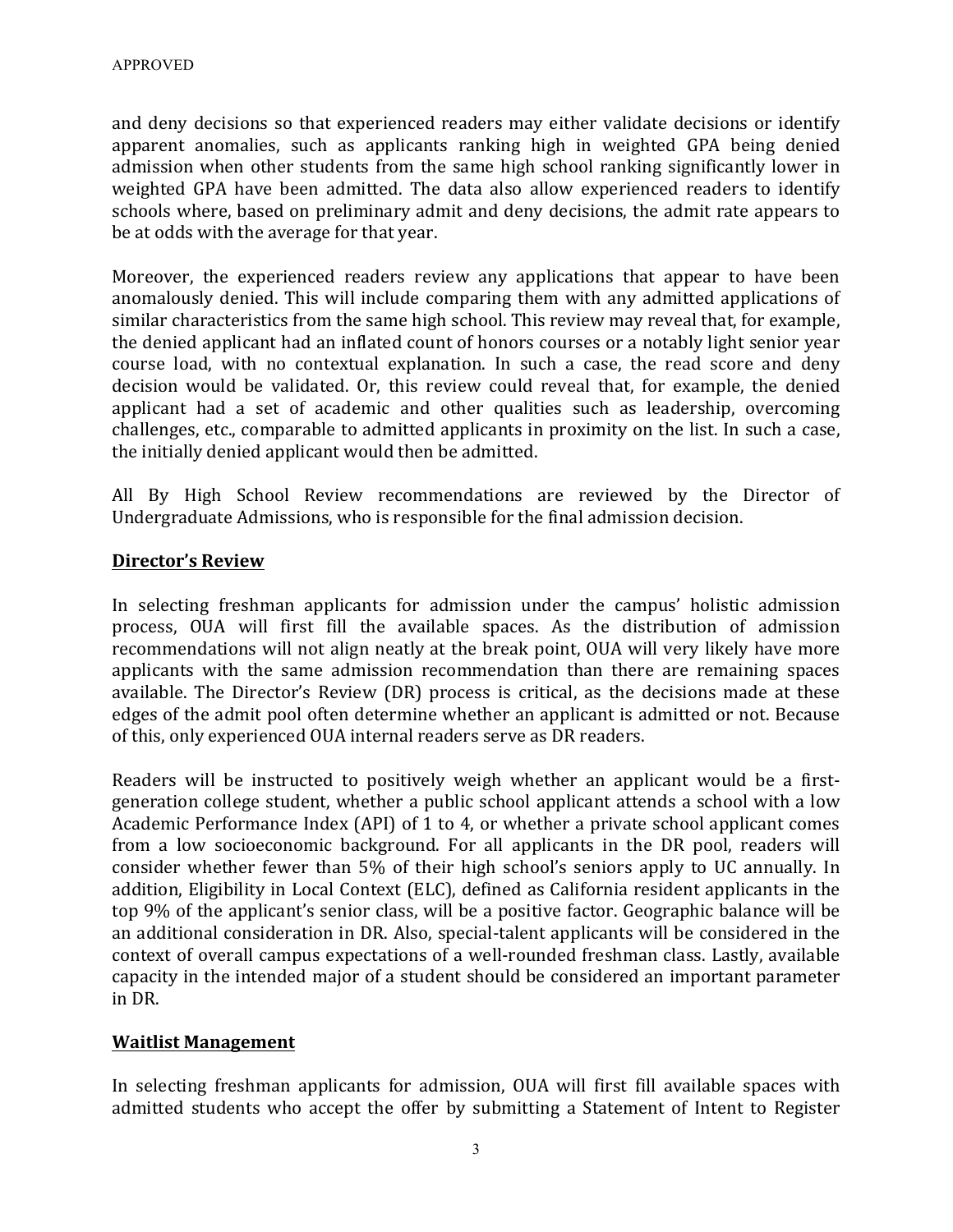and deny decisions so that experienced readers may either validate decisions or identify apparent anomalies, such as applicants ranking high in weighted GPA being denied admission when other students from the same high school ranking significantly lower in weighted GPA have been admitted. The data also allow experienced readers to identify schools where, based on preliminary admit and deny decisions, the admit rate appears to be at odds with the average for that year.

Moreover, the experienced readers review any applications that appear to have been anomalously denied. This will include comparing them with any admitted applications of similar characteristics from the same high school. This review may reveal that, for example, the denied applicant had an inflated count of honors courses or a notably light senior year course load, with no contextual explanation. In such a case, the read score and deny decision would be validated. Or, this review could reveal that, for example, the denied applicant had a set of academic and other qualities such as leadership, overcoming challenges, etc., comparable to admitted applicants in proximity on the list. In such a case, the initially denied applicant would then be admitted.

All By High School Review recommendations are reviewed by the Director of Undergraduate Admissions, who is responsible for the final admission decision.

**Director's Review**

In selecting freshman applicants for admission under the campus' holistic admission process, OUA will first fill the available spaces. As the distribution of admission recommendations will not align neatly at the break point, OUA will very likely have more applicants with the same admission recommendation than there are remaining spaces available. The Director's Review (DR) process is critical, as the decisions made at these edges of the admit pool often determine whether an applicant is admitted or not. Because of this, only experienced OUA internal readers serve as DR readers.

Readers will be instructed to positively weigh whether an applicant would be a first-generation college student, whether a public school applicant attends a school with a low Academic Performance Index (API) of 1 to 4, or whether a private school applicant comes from a low socioeconomic background. For all applicants in the DR pool, readers will consider whether fewer than 5% of their high school's seniors apply to UC annually. In addition, Eligibility in Local Context (ELC), defined as California resident applicants in the top 9% of the applicant's senior class, will be a positive factor. Geographic balance will be an additional consideration in DR. Also, special-talent applicants will be considered in the context of overall campus expectations of a well-rounded freshman class. Lastly, available capacity in the intended major of a student should be considered an important parameter in DR.

**Waitlist Management**

In selecting freshman applicants for admission, OUA will first fill available spaces with admitted students who accept the offer by submitting a Statement of Intent to Register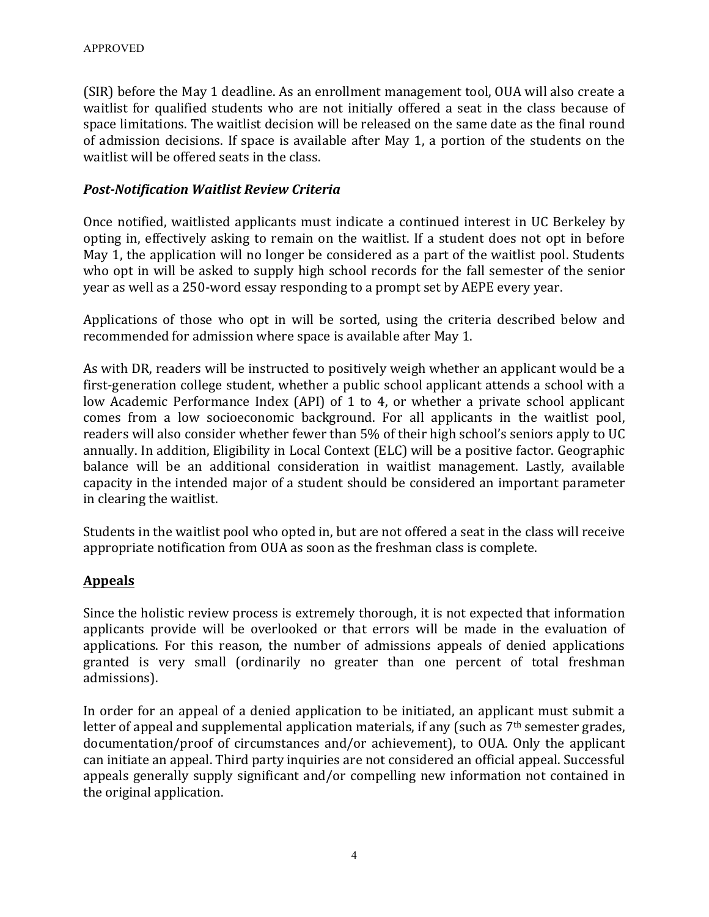(SIR) before the May 1 deadline. As an enrollment management tool, OUA will also create a waitlist for qualified students who are not initially offered a seat in the class because of space limitations. The waitlist decision will be released on the same date as the final round of admission decisions. If space is available after May 1, a portion of the students on the waitlist will be offered seats in the class.

### *Post-Notification Waitlist Review Criteria*

Once notified, waitlisted applicants must indicate a continued interest in UC Berkeley by opting in, effectively asking to remain on the waitlist. If a student does not opt in before May 1, the application will no longer be considered as a part of the waitlist pool. Students who opt in will be asked to supply high school records for the fall semester of the senior year as well as a 250-word essay responding to a prompt set by AEPE every year.

Applications of those who opt in will be sorted, using the criteria described below and recommended for admission where space is available after May 1.

As with DR, readers will be instructed to positively weigh whether an applicant would be a first-generation college student, whether a public school applicant attends a school with a low Academic Performance Index (API) of 1 to 4, or whether a private school applicant comes from a low socioeconomic background. For all applicants in the waitlist pool, readers will also consider whether fewer than 5% of their high school's seniors apply to UC annually. In addition, Eligibility in Local Context (ELC) will be a positive factor. Geographic balance will be an additional consideration in waitlist management. Lastly, available capacity in the intended major of a student should be considered an important parameter in clearing the waitlist.

Students in the waitlist pool who opted in, but are not offered a seat in the class will receive appropriate notification from OUA as soon as the freshman class is complete.

## Appeals

Since the holistic review process is extremely thorough, it is not expected that information applicants provide will be overlooked or that errors will be made in the evaluation of applications. For this reason, the number of admissions appeals of denied applications granted is very small (ordinarily no greater than one percent of total freshman admissions).

In order for an appeal of a denied application to be initiated, an applicant must submit a letter of appeal and supplemental application materials, if any (such as 7th semester grades, documentation/proof of circumstances and/or achievement), to OUA. Only the applicant can initiate an appeal. Third party inquiries are not considered an official appeal. Successful appeals generally supply significant and/or compelling new information not contained in the original application.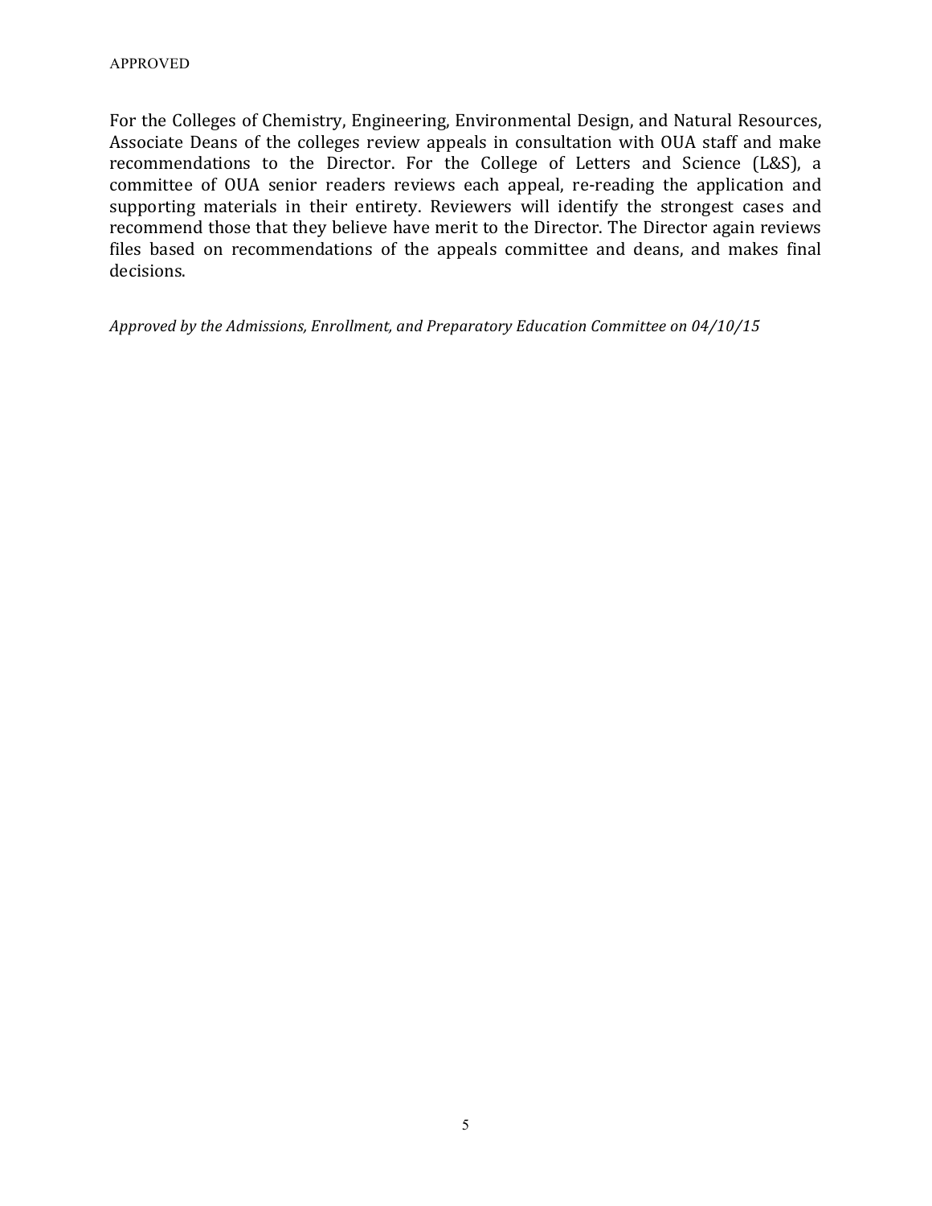For the Colleges of Chemistry, Engineering, Environmental Design, and Natural Resources, Associate Deans of the colleges review appeals in consultation with OUA staff and make recommendations to the Director. For the College of Letters and Science (L&S), a committee of OUA senior readers reviews each appeal, re-reading the application and supporting materials in their entirety. Reviewers will identify the strongest cases and recommend those that they believe have merit to the Director. The Director again reviews files based on recommendations of the appeals committee and deans, and makes final decisions.

*Approved by the Admissions, Enrollment, and Preparatory Education Committee on 04/10/15*